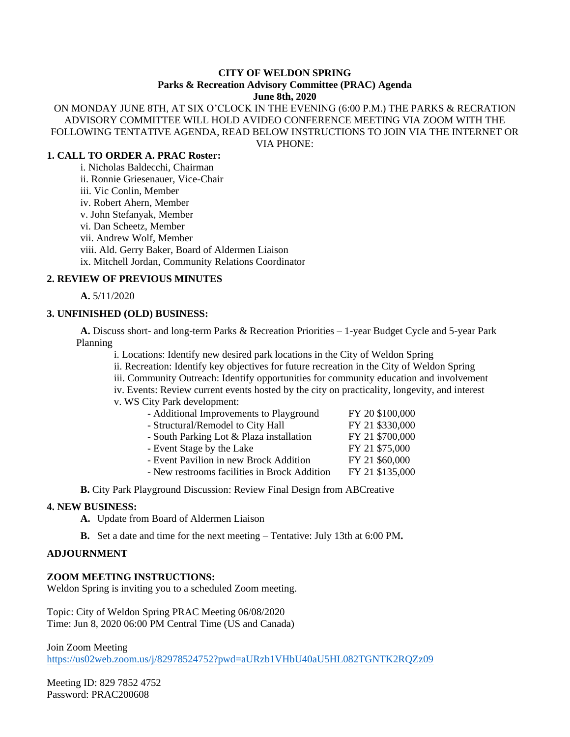**CITY OF WELDON SPRING**
**Parks & Recreation Advisory Committee (PRAC) Agenda**
**June 8th, 2020**

ON MONDAY JUNE 8TH, AT SIX O'CLOCK IN THE EVENING (6:00 P.M.) THE PARKS & RECRATION ADVISORY COMMITTEE WILL HOLD AVIDEO CONFERENCE MEETING VIA ZOOM WITH THE FOLLOWING TENTATIVE AGENDA, READ BELOW INSTRUCTIONS TO JOIN VIA THE INTERNET OR VIA PHONE:

**1. CALL TO ORDER A. PRAC Roster:**

i. Nicholas Baldecchi, Chairman
ii. Ronnie Griesenauer, Vice-Chair
iii. Vic Conlin, Member
iv. Robert Ahern, Member
v. John Stefanyak, Member
vi. Dan Scheetz, Member
vii. Andrew Wolf, Member
viii. Ald. Gerry Baker, Board of Aldermen Liaison
ix. Mitchell Jordan, Community Relations Coordinator

**2. REVIEW OF PREVIOUS MINUTES**

**A.** 5/11/2020

**3. UNFINISHED (OLD) BUSINESS:**

**A.** Discuss short- and long-term Parks & Recreation Priorities – 1-year Budget Cycle and 5-year Park Planning

i. Locations: Identify new desired park locations in the City of Weldon Spring
ii. Recreation: Identify key objectives for future recreation in the City of Weldon Spring
iii. Community Outreach: Identify opportunities for community education and involvement
iv. Events: Review current events hosted by the city on practicality, longevity, and interest
v. WS City Park development:

| | |
|---|---|
| - Additional Improvements to Playground | FY 20 $100,000 |
| - Structural/Remodel to City Hall | FY 21 $330,000 |
| - South Parking Lot & Plaza installation | FY 21 $700,000 |
| - Event Stage by the Lake | FY 21 $75,000 |
| - Event Pavilion in new Brock Addition | FY 21 $60,000 |
| - New restrooms facilities in Brock Addition | FY 21 $135,000 |

**B.** City Park Playground Discussion: Review Final Design from ABCreative

**4. NEW BUSINESS:**

**A.** Update from Board of Aldermen Liaison

**B.** Set a date and time for the next meeting – Tentative: July 13th at 6:00 PM**.**

**ADJOURNMENT**

**ZOOM MEETING INSTRUCTIONS:**

Weldon Spring is inviting you to a scheduled Zoom meeting.

Topic: City of Weldon Spring PRAC Meeting 06/08/2020
Time: Jun 8, 2020 06:00 PM Central Time (US and Canada)

Join Zoom Meeting
https://us02web.zoom.us/j/82978524752?pwd=aURzb1VHbU40aU5HL082TGNTK2RQZz09

Meeting ID: 829 7852 4752
Password: PRAC200608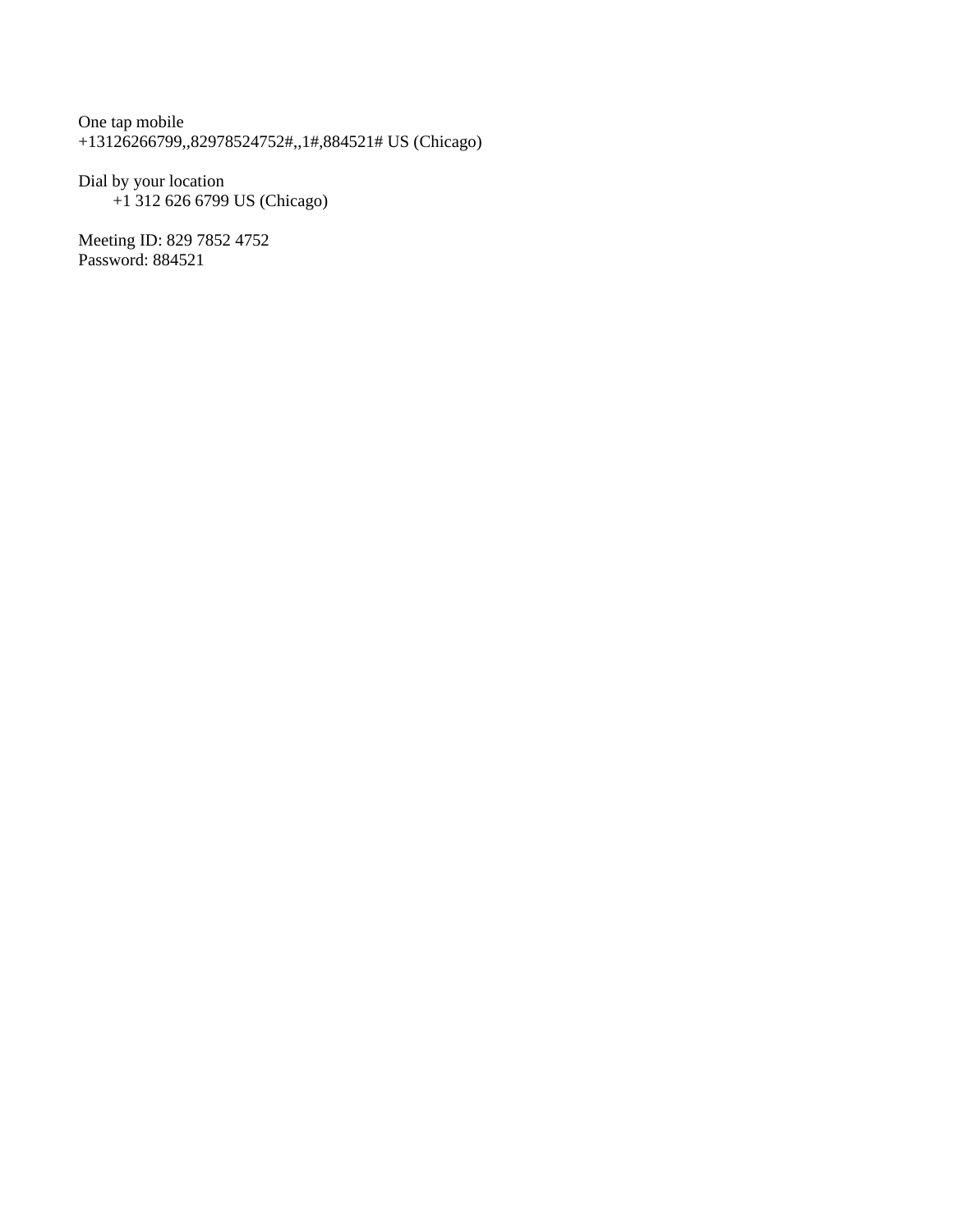One tap mobile
+13126266799,,82978524752#,,1#,884521# US (Chicago)

Dial by your location
    +1 312 626 6799 US (Chicago)

Meeting ID: 829 7852 4752
Password: 884521